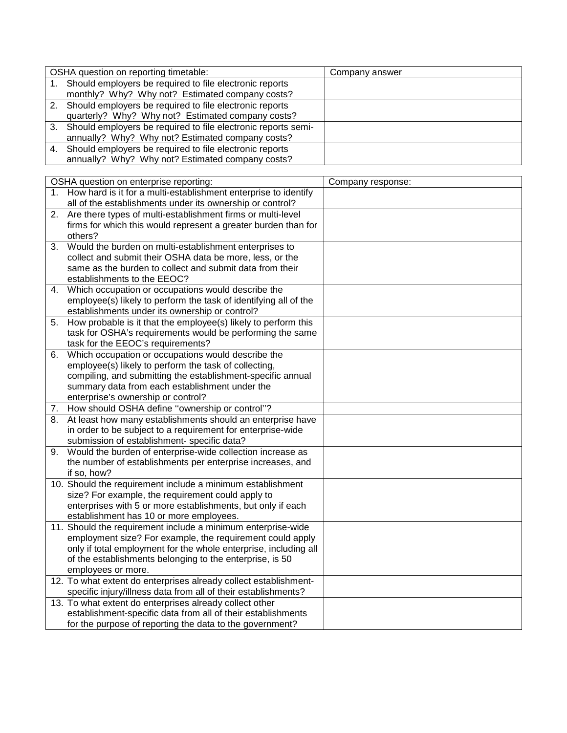| OSHA question on reporting timetable: | Company answer |
| --- | --- |
| 1. Should employers be required to file electronic reports monthly? Why? Why not? Estimated company costs? | |
| 2. Should employers be required to file electronic reports quarterly? Why? Why not? Estimated company costs? | |
| 3. Should employers be required to file electronic reports semi-annually? Why? Why not? Estimated company costs? | |
| 4. Should employers be required to file electronic reports annually? Why? Why not? Estimated company costs? | |

| OSHA question on enterprise reporting: | Company response: |
| --- | --- |
| 1. How hard is it for a multi-establishment enterprise to identify all of the establishments under its ownership or control? | |
| 2. Are there types of multi-establishment firms or multi-level firms for which this would represent a greater burden than for others? | |
| 3. Would the burden on multi-establishment enterprises to collect and submit their OSHA data be more, less, or the same as the burden to collect and submit data from their establishments to the EEOC? | |
| 4. Which occupation or occupations would describe the employee(s) likely to perform the task of identifying all of the establishments under its ownership or control? | |
| 5. How probable is it that the employee(s) likely to perform this task for OSHA's requirements would be performing the same task for the EEOC's requirements? | |
| 6. Which occupation or occupations would describe the employee(s) likely to perform the task of collecting, compiling, and submitting the establishment-specific annual summary data from each establishment under the enterprise's ownership or control? | |
| 7. How should OSHA define ''ownership or control''? | |
| 8. At least how many establishments should an enterprise have in order to be subject to a requirement for enterprise-wide submission of establishment- specific data? | |
| 9. Would the burden of enterprise-wide collection increase as the number of establishments per enterprise increases, and if so, how? | |
| 10. Should the requirement include a minimum establishment size? For example, the requirement could apply to enterprises with 5 or more establishments, but only if each establishment has 10 or more employees. | |
| 11. Should the requirement include a minimum enterprise-wide employment size? For example, the requirement could apply only if total employment for the whole enterprise, including all of the establishments belonging to the enterprise, is 50 employees or more. | |
| 12. To what extent do enterprises already collect establishment-specific injury/illness data from all of their establishments? | |
| 13. To what extent do enterprises already collect other establishment-specific data from all of their establishments for the purpose of reporting the data to the government? | |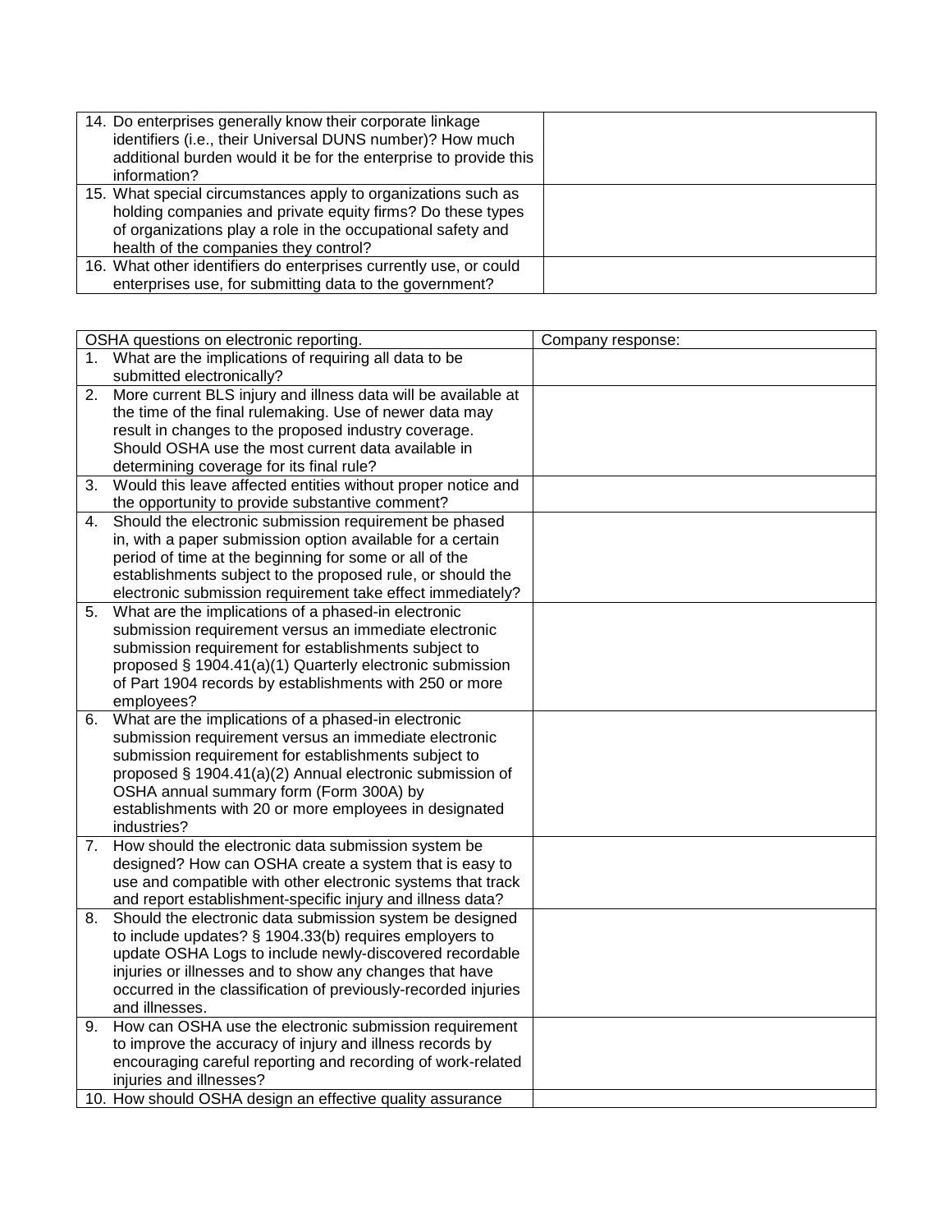| | |
|---|---|
| 14. Do enterprises generally know their corporate linkage identifiers (i.e., their Universal DUNS number)? How much additional burden would it be for the enterprise to provide this information? | |
| 15. What special circumstances apply to organizations such as holding companies and private equity firms? Do these types of organizations play a role in the occupational safety and health of the companies they control? | |
| 16. What other identifiers do enterprises currently use, or could enterprises use, for submitting data to the government? | |

| OSHA questions on electronic reporting. | Company response: |
|---|---|
| 1. What are the implications of requiring all data to be submitted electronically? | |
| 2. More current BLS injury and illness data will be available at the time of the final rulemaking. Use of newer data may result in changes to the proposed industry coverage. Should OSHA use the most current data available in determining coverage for its final rule? | |
| 3. Would this leave affected entities without proper notice and the opportunity to provide substantive comment? | |
| 4. Should the electronic submission requirement be phased in, with a paper submission option available for a certain period of time at the beginning for some or all of the establishments subject to the proposed rule, or should the electronic submission requirement take effect immediately? | |
| 5. What are the implications of a phased-in electronic submission requirement versus an immediate electronic submission requirement for establishments subject to proposed § 1904.41(a)(1) Quarterly electronic submission of Part 1904 records by establishments with 250 or more employees? | |
| 6. What are the implications of a phased-in electronic submission requirement versus an immediate electronic submission requirement for establishments subject to proposed § 1904.41(a)(2) Annual electronic submission of OSHA annual summary form (Form 300A) by establishments with 20 or more employees in designated industries? | |
| 7. How should the electronic data submission system be designed? How can OSHA create a system that is easy to use and compatible with other electronic systems that track and report establishment-specific injury and illness data? | |
| 8. Should the electronic data submission system be designed to include updates? § 1904.33(b) requires employers to update OSHA Logs to include newly-discovered recordable injuries or illnesses and to show any changes that have occurred in the classification of previously-recorded injuries and illnesses. | |
| 9. How can OSHA use the electronic submission requirement to improve the accuracy of injury and illness records by encouraging careful reporting and recording of work-related injuries and illnesses? | |
| 10. How should OSHA design an effective quality assurance | |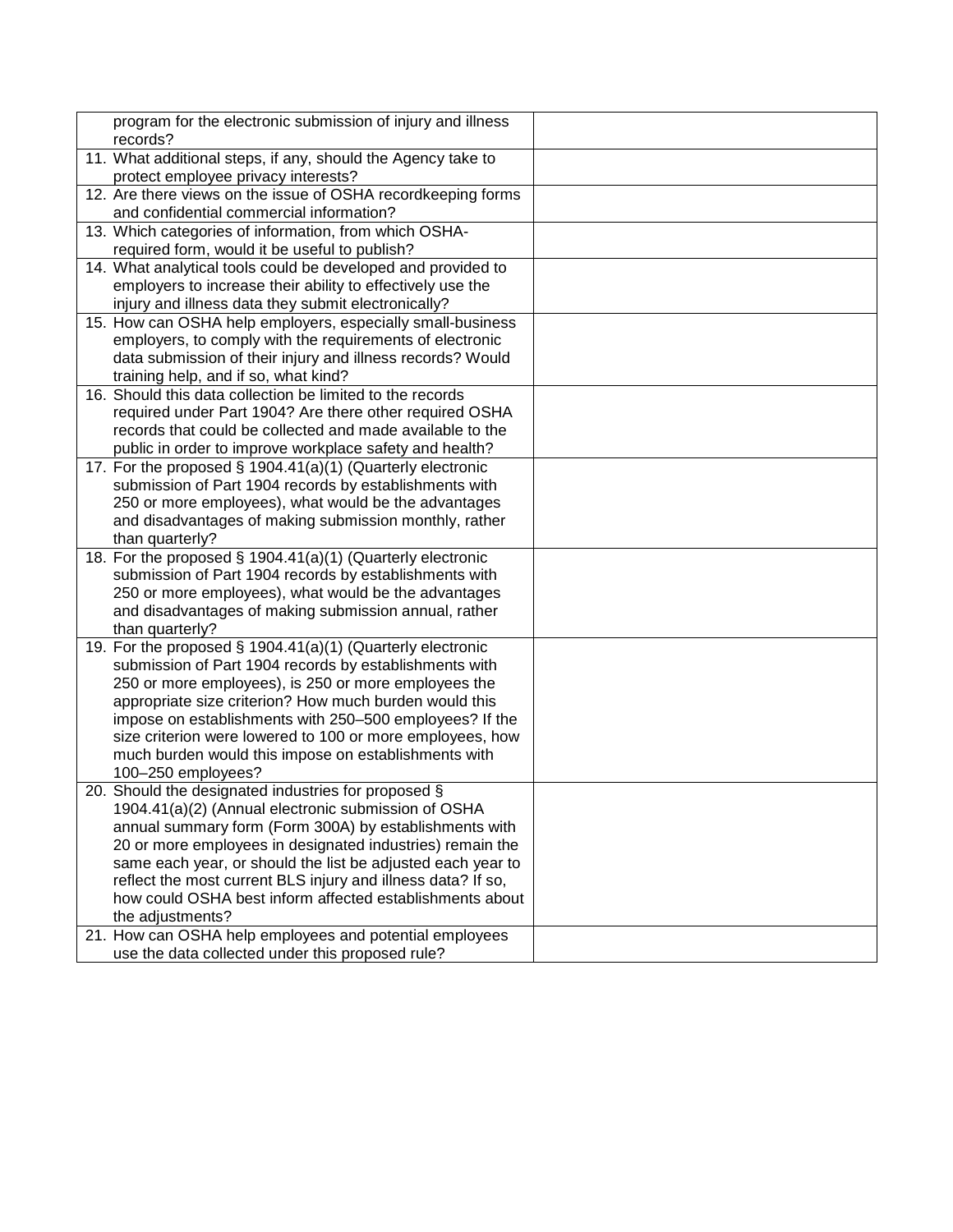| | |
|---|---|
| program for the electronic submission of injury and illness records? | |
| 11. What additional steps, if any, should the Agency take to protect employee privacy interests? | |
| 12. Are there views on the issue of OSHA recordkeeping forms and confidential commercial information? | |
| 13. Which categories of information, from which OSHA-required form, would it be useful to publish? | |
| 14. What analytical tools could be developed and provided to employers to increase their ability to effectively use the injury and illness data they submit electronically? | |
| 15. How can OSHA help employers, especially small-business employers, to comply with the requirements of electronic data submission of their injury and illness records? Would training help, and if so, what kind? | |
| 16. Should this data collection be limited to the records required under Part 1904? Are there other required OSHA records that could be collected and made available to the public in order to improve workplace safety and health? | |
| 17. For the proposed § 1904.41(a)(1) (Quarterly electronic submission of Part 1904 records by establishments with 250 or more employees), what would be the advantages and disadvantages of making submission monthly, rather than quarterly? | |
| 18. For the proposed § 1904.41(a)(1) (Quarterly electronic submission of Part 1904 records by establishments with 250 or more employees), what would be the advantages and disadvantages of making submission annual, rather than quarterly? | |
| 19. For the proposed § 1904.41(a)(1) (Quarterly electronic submission of Part 1904 records by establishments with 250 or more employees), is 250 or more employees the appropriate size criterion? How much burden would this impose on establishments with 250–500 employees? If the size criterion were lowered to 100 or more employees, how much burden would this impose on establishments with 100–250 employees? | |
| 20. Should the designated industries for proposed § 1904.41(a)(2) (Annual electronic submission of OSHA annual summary form (Form 300A) by establishments with 20 or more employees in designated industries) remain the same each year, or should the list be adjusted each year to reflect the most current BLS injury and illness data? If so, how could OSHA best inform affected establishments about the adjustments? | |
| 21. How can OSHA help employees and potential employees use the data collected under this proposed rule? | |